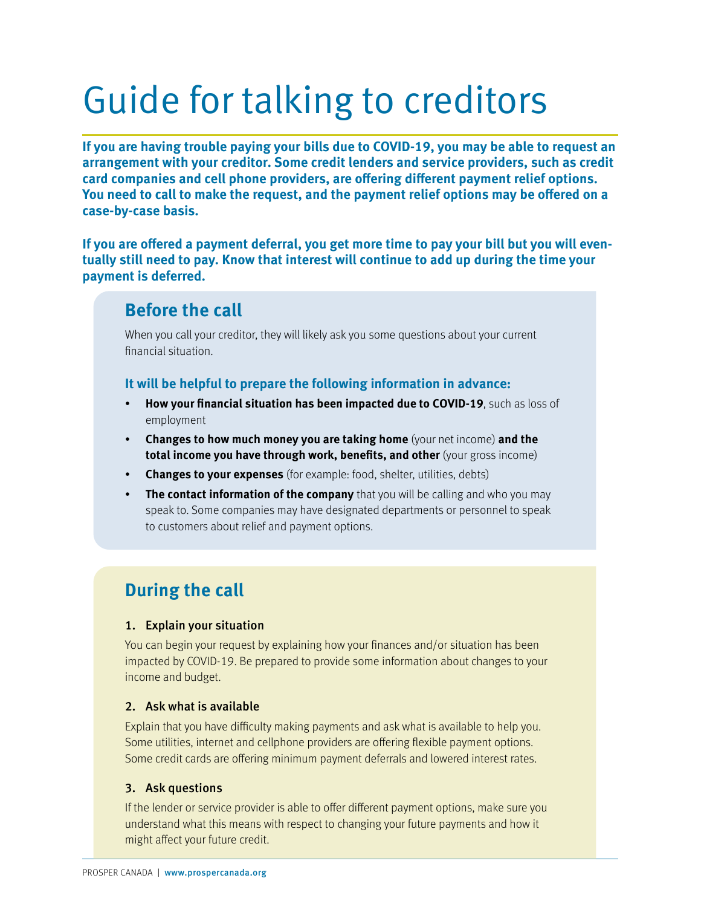# Guide for talking to creditors

**If you are having trouble paying your bills due to COVID-19, you may be able to request an arrangement with your creditor. Some credit lenders and service providers, such as credit card companies and cell phone providers, are offering different payment relief options. You need to call to make the request, and the payment relief options may be offered on a case-by-case basis.**

**If you are offered a payment deferral, you get more time to pay your bill but you will eventually still need to pay. Know that interest will continue to add up during the time your payment is deferred.**

## Before the call

When you call your creditor, they will likely ask you some questions about your current financial situation.

### It will be helpful to prepare the following information in advance:

- **How your financial situation has been impacted due to COVID-19**, such as loss of employment
- **Changes to how much money you are taking home** (your net income) **and the total income you have through work, benefits, and other** (your gross income)
- **Changes to your expenses** (for example: food, shelter, utilities, debts)
- **The contact information of the company** that you will be calling and who you may speak to. Some companies may have designated departments or personnel to speak to customers about relief and payment options.

## During the call

### 1. Explain your situation

You can begin your request by explaining how your finances and/or situation has been impacted by COVID-19. Be prepared to provide some information about changes to your income and budget.

### 2. Ask what is available

Explain that you have difficulty making payments and ask what is available to help you. Some utilities, internet and cellphone providers are offering flexible payment options. Some credit cards are offering minimum payment deferrals and lowered interest rates.

### 3. Ask questions

If the lender or service provider is able to offer different payment options, make sure you understand what this means with respect to changing your future payments and how it might affect your future credit.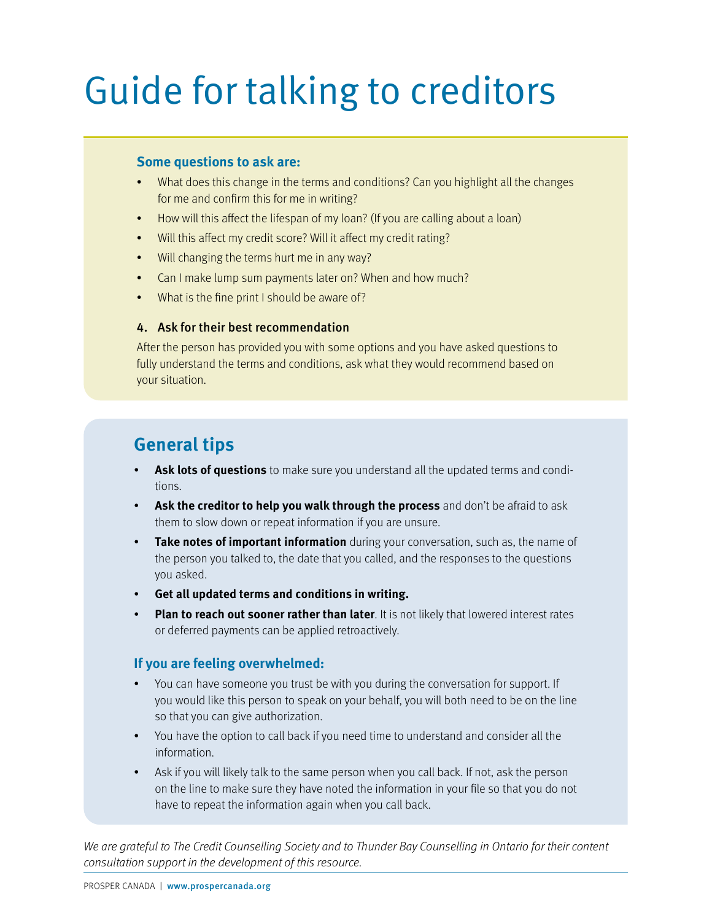# Guide for talking to creditors

**Some questions to ask are:**

- What does this change in the terms and conditions? Can you highlight all the changes for me and confirm this for me in writing?
- How will this affect the lifespan of my loan? (If you are calling about a loan)
- Will this affect my credit score? Will it affect my credit rating?
- Will changing the terms hurt me in any way?
- Can I make lump sum payments later on? When and how much?
- What is the fine print I should be aware of?

4. **Ask for their best recommendation**

After the person has provided you with some options and you have asked questions to fully understand the terms and conditions, ask what they would recommend based on your situation.

## General tips

- **Ask lots of questions** to make sure you understand all the updated terms and conditions.
- **Ask the creditor to help you walk through the process** and don't be afraid to ask them to slow down or repeat information if you are unsure.
- **Take notes of important information** during your conversation, such as, the name of the person you talked to, the date that you called, and the responses to the questions you asked.
- **Get all updated terms and conditions in writing.**
- **Plan to reach out sooner rather than later**. It is not likely that lowered interest rates or deferred payments can be applied retroactively.

### If you are feeling overwhelmed:

- You can have someone you trust be with you during the conversation for support. If you would like this person to speak on your behalf, you will both need to be on the line so that you can give authorization.
- You have the option to call back if you need time to understand and consider all the information.
- Ask if you will likely talk to the same person when you call back. If not, ask the person on the line to make sure they have noted the information in your file so that you do not have to repeat the information again when you call back.

*We are grateful to The Credit Counselling Society and to Thunder Bay Counselling in Ontario for their content consultation support in the development of this resource.*